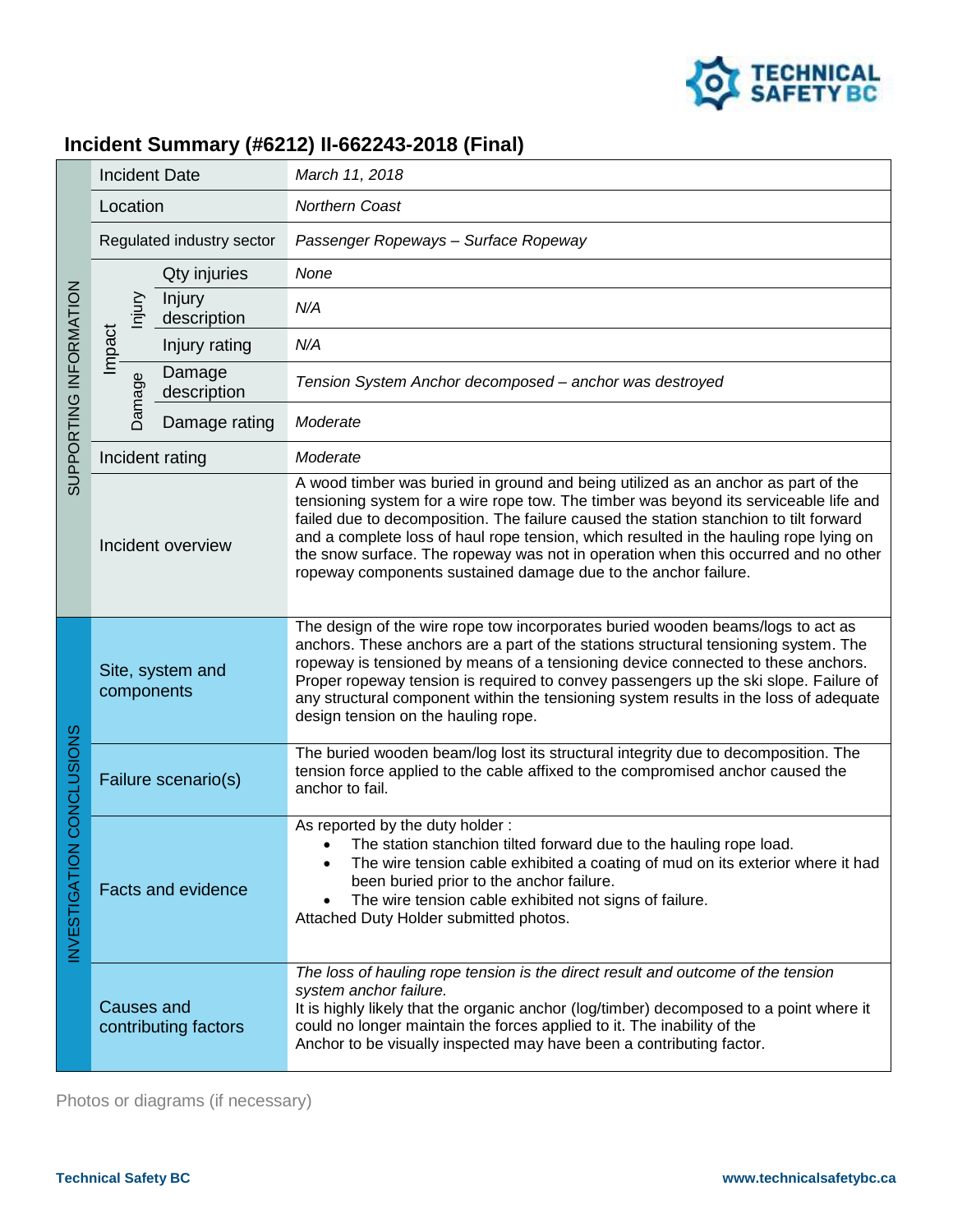# Incident Summary (#6212) II-662243-2018 (Final)

| Section | Category | Subcategory | Field | Value |
|---|---|---|---|---|
| SUPPORTING INFORMATION | | | Incident Date | *March 11, 2018* |
| | | | Location | *Northern Coast* |
| | | | Regulated industry sector | *Passenger Ropeways – Surface Ropeway* |
| | Impact | Injury | Qty injuries | *None* |
| | | | Injury description | *N/A* |
| | | | Injury rating | *N/A* |
| | | Damage | Damage description | *Tension System Anchor decomposed – anchor was destroyed* |
| | | | Damage rating | *Moderate* |
| | | | Incident rating | *Moderate* |
| | | | Incident overview | A wood timber was buried in ground and being utilized as an anchor as part of the tensioning system for a wire rope tow. The timber was beyond its serviceable life and failed due to decomposition. The failure caused the station stanchion to tilt forward and a complete loss of haul rope tension, which resulted in the hauling rope lying on the snow surface. The ropeway was not in operation when this occurred and no other ropeway components sustained damage due to the anchor failure. |
| INVESTIGATION CONCLUSIONS | | | Site, system and components | The design of the wire rope tow incorporates buried wooden beams/logs to act as anchors. These anchors are a part of the stations structural tensioning system. The ropeway is tensioned by means of a tensioning device connected to these anchors. Proper ropeway tension is required to convey passengers up the ski slope. Failure of any structural component within the tensioning system results in the loss of adequate design tension on the hauling rope. |
| | | | Failure scenario(s) | The buried wooden beam/log lost its structural integrity due to decomposition. The tension force applied to the cable affixed to the compromised anchor caused the anchor to fail. |
| | | | Facts and evidence | As reported by the duty holder :<br>• The station stanchion tilted forward due to the hauling rope load.<br>• The wire tension cable exhibited a coating of mud on its exterior where it had been buried prior to the anchor failure.<br>• The wire tension cable exhibited not signs of failure.<br>Attached Duty Holder submitted photos. |
| | | | Causes and contributing factors | *The loss of hauling rope tension is the direct result and outcome of the tension system anchor failure.*<br>It is highly likely that the organic anchor (log/timber) decomposed to a point where it could no longer maintain the forces applied to it. The inability of the Anchor to be visually inspected may have been a contributing factor. |

Photos or diagrams (if necessary)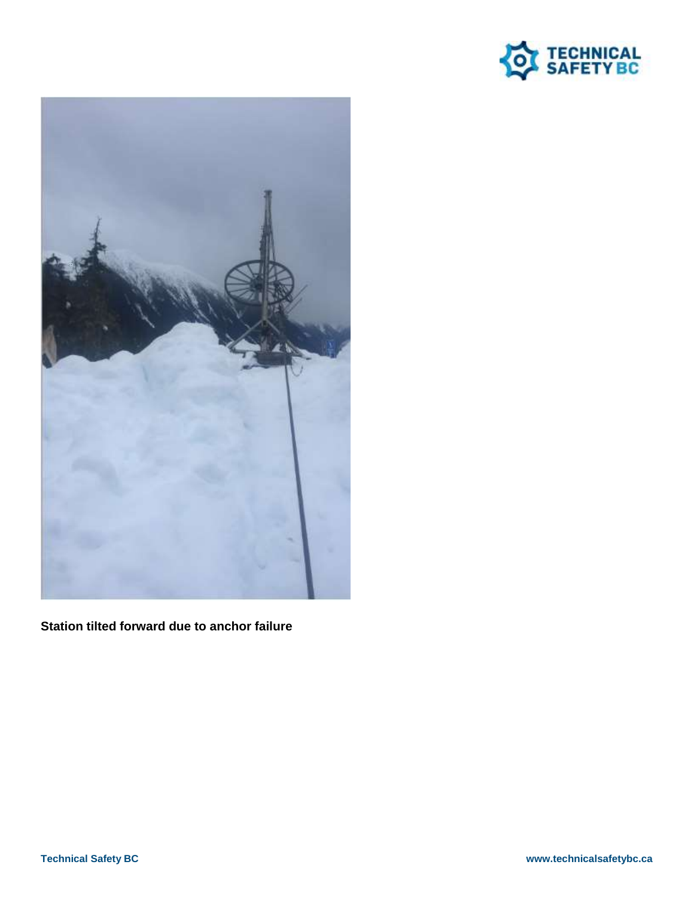**Station tilted forward due to anchor failure**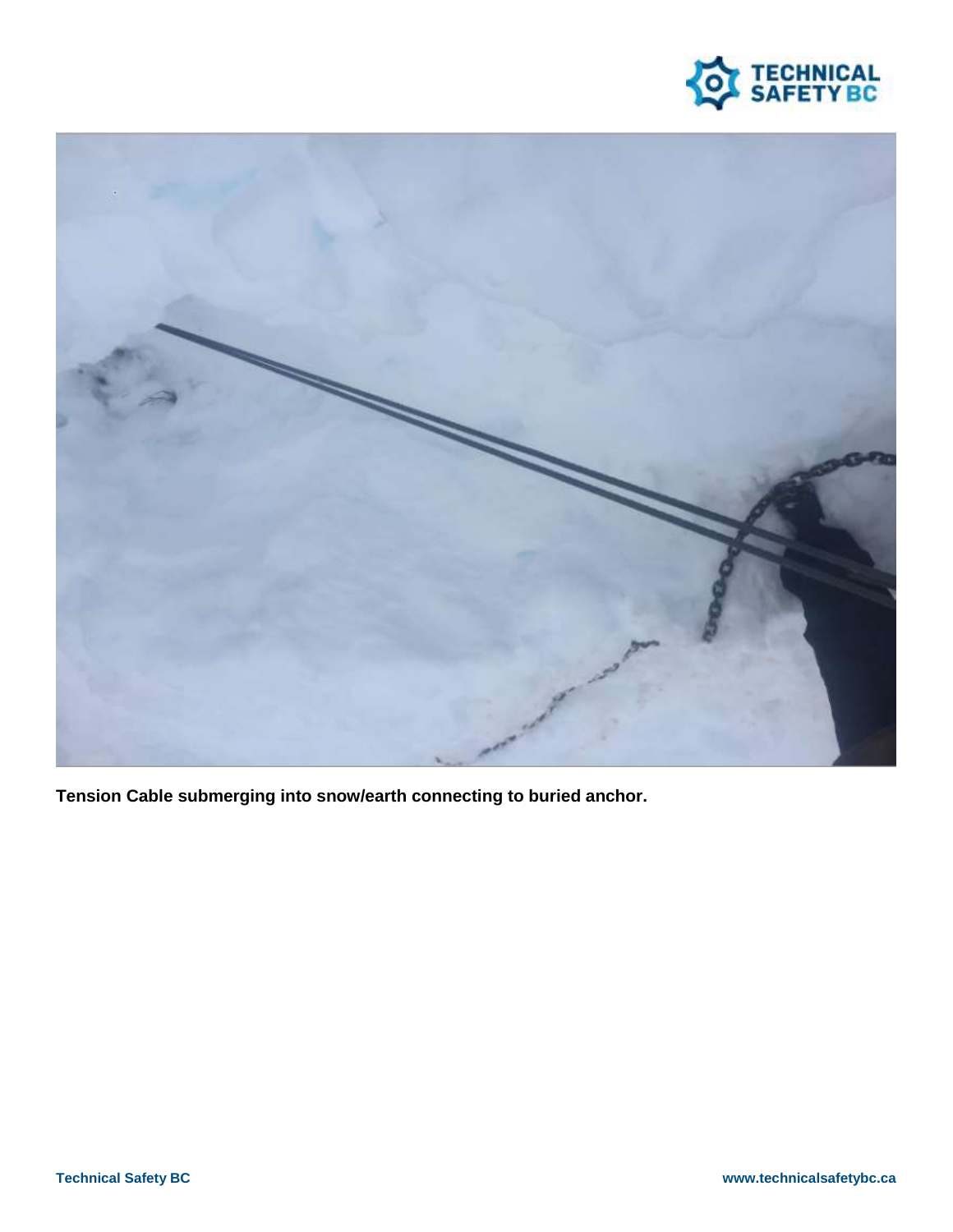**Tension Cable submerging into snow/earth connecting to buried anchor.**